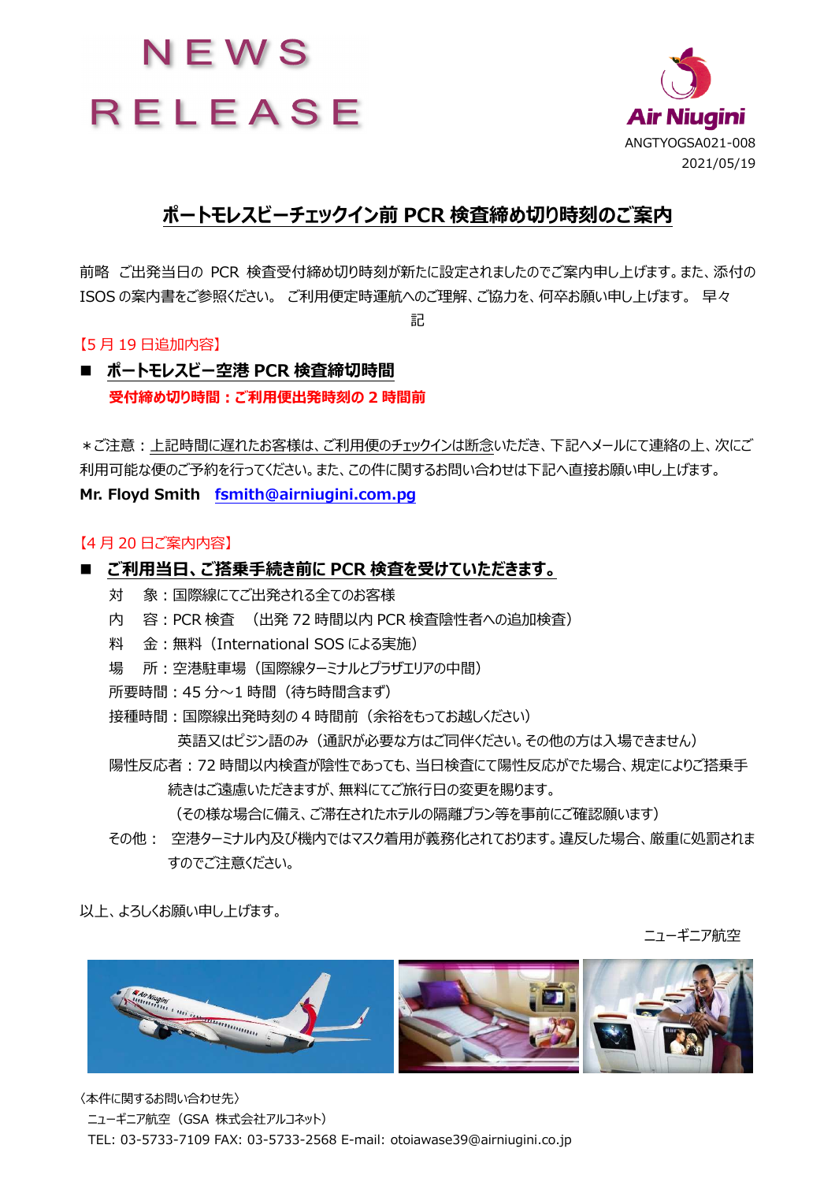# NEWS RELEASE

Air Niugini

ANGTYOGSA021-008

2021/05/19

## ポートモレスビーチェックイン前 PCR 検査締め切り時刻のご案内

前略　ご出発当日の PCR 検査受付締め切り時刻が新たに設定されましたのでご案内申し上げます。また、添付の ISOS の案内書をご参照ください。 ご利用便定時運航へのご理解、ご協力を、何卒お願い申し上げます。 早々

記

【5 月 19 日追加内容】

■ **ポートモレスビー空港 PCR 検査締切時間**

**受付締め切り時間：ご利用便出発時刻の 2 時間前**

＊ご注意：上記時間に遅れたお客様は、ご利用便のチェックインは断念いただき、下記へメールにて連絡の上、次にご利用可能な便のご予約を行ってください。また、この件に関するお問い合わせは下記へ直接お願い申し上げます。

**Mr. Floyd Smith　fsmith@airniugini.com.pg**

【4 月 20 日ご案内内容】

■ **ご利用当日、ご搭乗手続き前に PCR 検査を受けていただきます。**

対　象：国際線にてご出発される全てのお客様

内　容：PCR 検査　（出発 72 時間以内 PCR 検査陰性者への追加検査）

料　金：無料（International SOS による実施）

場　所：空港駐車場（国際線ターミナルとプラザエリアの中間）

所要時間：45 分～1 時間（待ち時間含まず）

接種時間：国際線出発時刻の 4 時間前（余裕をもってお越しください）

英語又はピジン語のみ（通訳が必要な方はご同伴ください。その他の方は入場できません）

陽性反応者：72 時間以内検査が陰性であっても、当日検査にて陽性反応がでた場合、規定によりご搭乗手続きはご遠慮いただきますが、無料にてご旅行日の変更を賜ります。

（その様な場合に備え、ご滞在されたホテルの隔離プラン等を事前にご確認願います）

その他：　空港ターミナル内及び機内ではマスク着用が義務化されております。違反した場合、厳重に処罰されますのでご注意ください。

以上、よろしくお願い申し上げます。

ニューギニア航空

〈本件に関するお問い合わせ先〉

ニューギニア航空（GSA 株式会社アルコネット）

TEL: 03-5733-7109 FAX: 03-5733-2568 E-mail: otoiawase39@airniugini.co.jp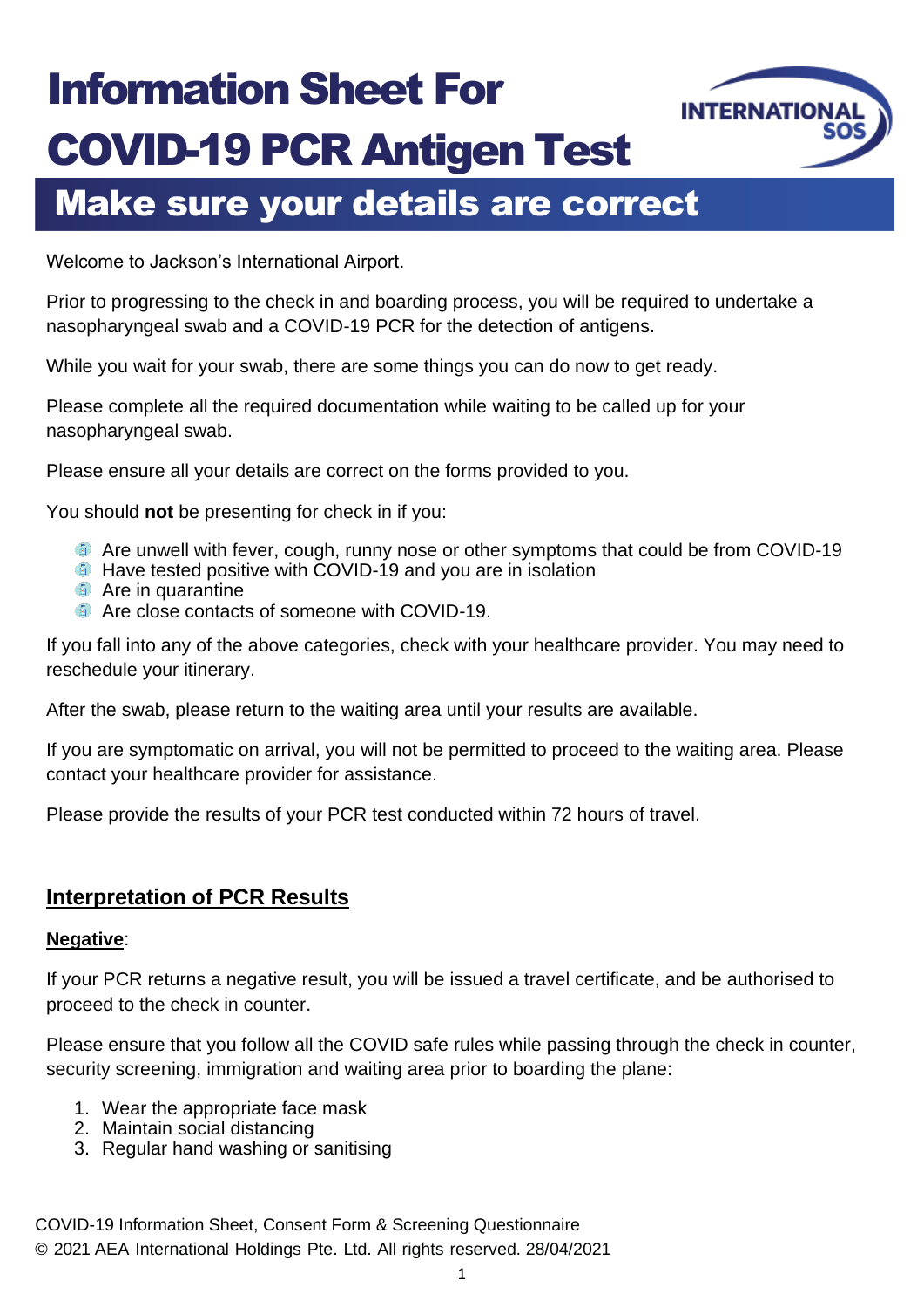# Information Sheet For COVID-19 PCR Antigen Test

## Make sure your details are correct

Welcome to Jackson's International Airport.

Prior to progressing to the check in and boarding process, you will be required to undertake a nasopharyngeal swab and a COVID-19 PCR for the detection of antigens.

While you wait for your swab, there are some things you can do now to get ready.

Please complete all the required documentation while waiting to be called up for your nasopharyngeal swab.

Please ensure all your details are correct on the forms provided to you.

You should **not** be presenting for check in if you:

- Are unwell with fever, cough, runny nose or other symptoms that could be from COVID-19
- Have tested positive with COVID-19 and you are in isolation
- Are in quarantine
- Are close contacts of someone with COVID-19.

If you fall into any of the above categories, check with your healthcare provider. You may need to reschedule your itinerary.

After the swab, please return to the waiting area until your results are available.

If you are symptomatic on arrival, you will not be permitted to proceed to the waiting area. Please contact your healthcare provider for assistance.

Please provide the results of your PCR test conducted within 72 hours of travel.

### Interpretation of PCR Results

**Negative**:

If your PCR returns a negative result, you will be issued a travel certificate, and be authorised to proceed to the check in counter.

Please ensure that you follow all the COVID safe rules while passing through the check in counter, security screening, immigration and waiting area prior to boarding the plane:

1. Wear the appropriate face mask
2. Maintain social distancing
3. Regular hand washing or sanitising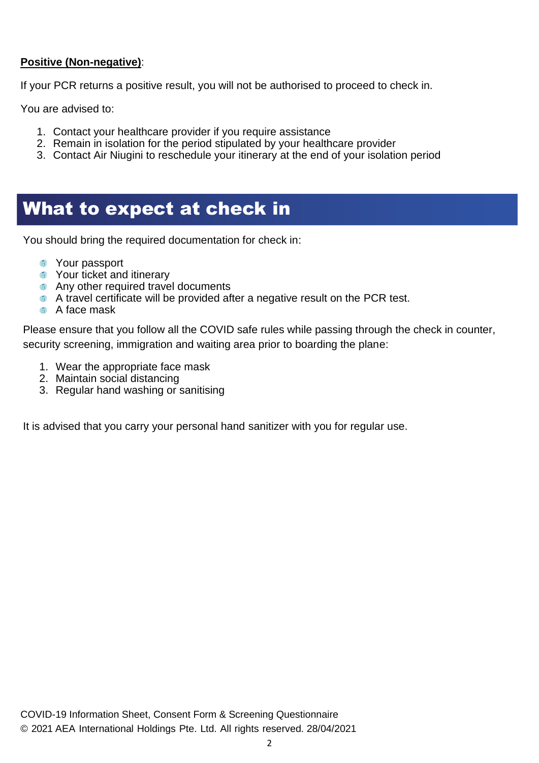**Positive (Non-negative)**:

If your PCR returns a positive result, you will not be authorised to proceed to check in.

You are advised to:

1. Contact your healthcare provider if you require assistance
2. Remain in isolation for the period stipulated by your healthcare provider
3. Contact Air Niugini to reschedule your itinerary at the end of your isolation period

# What to expect at check in

You should bring the required documentation for check in:

- Your passport
- Your ticket and itinerary
- Any other required travel documents
- A travel certificate will be provided after a negative result on the PCR test.
- A face mask

Please ensure that you follow all the COVID safe rules while passing through the check in counter, security screening, immigration and waiting area prior to boarding the plane:

1. Wear the appropriate face mask
2. Maintain social distancing
3. Regular hand washing or sanitising

It is advised that you carry your personal hand sanitizer with you for regular use.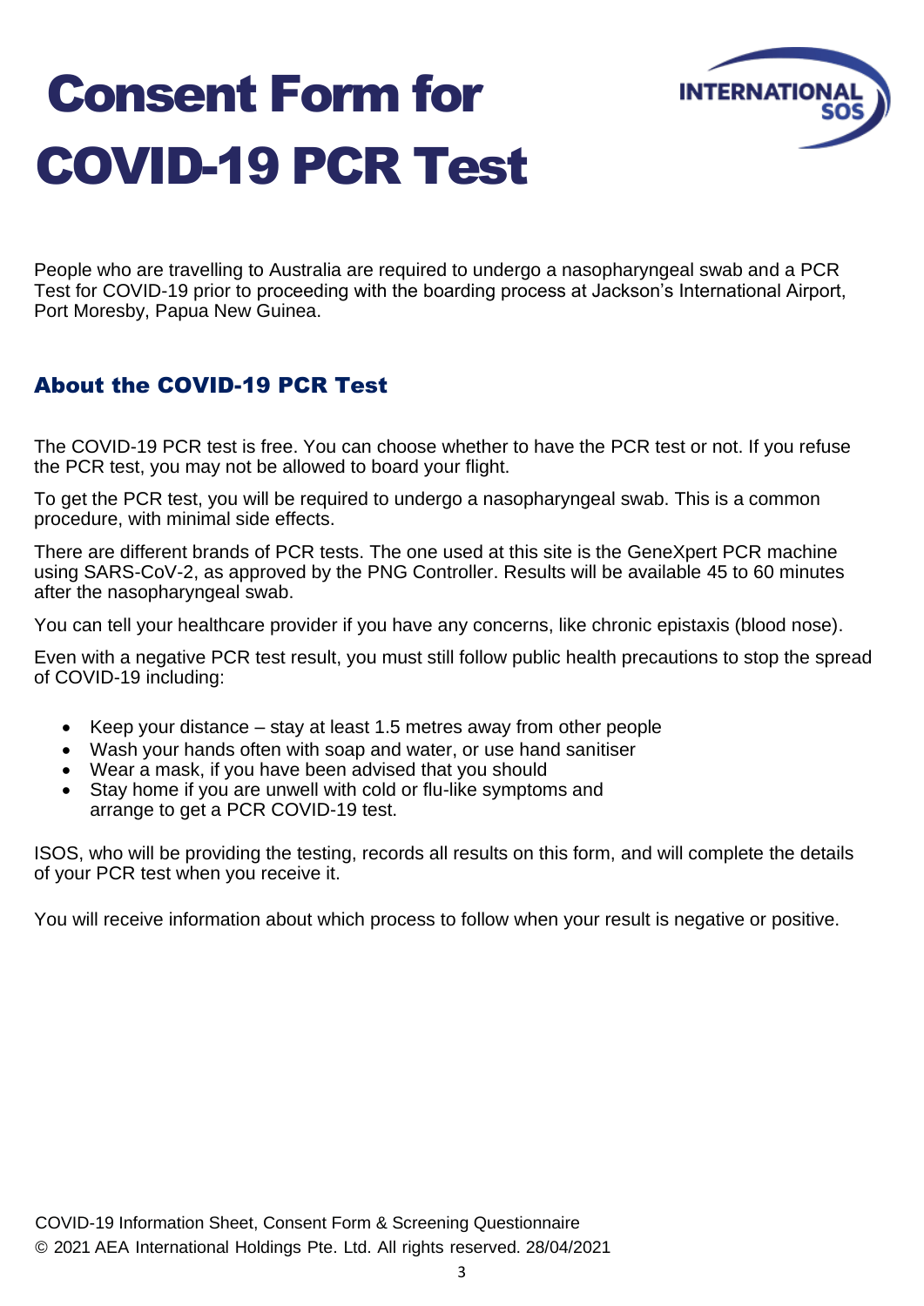# Consent Form for COVID-19 PCR Test

INTERNATIONAL SOS

People who are travelling to Australia are required to undergo a nasopharyngeal swab and a PCR Test for COVID-19 prior to proceeding with the boarding process at Jackson's International Airport, Port Moresby, Papua New Guinea.

## About the COVID-19 PCR Test

The COVID-19 PCR test is free. You can choose whether to have the PCR test or not. If you refuse the PCR test, you may not be allowed to board your flight.

To get the PCR test, you will be required to undergo a nasopharyngeal swab. This is a common procedure, with minimal side effects.

There are different brands of PCR tests. The one used at this site is the GeneXpert PCR machine using SARS-CoV-2, as approved by the PNG Controller. Results will be available 45 to 60 minutes after the nasopharyngeal swab.

You can tell your healthcare provider if you have any concerns, like chronic epistaxis (blood nose).

Even with a negative PCR test result, you must still follow public health precautions to stop the spread of COVID-19 including:

- Keep your distance – stay at least 1.5 metres away from other people
- Wash your hands often with soap and water, or use hand sanitiser
- Wear a mask, if you have been advised that you should
- Stay home if you are unwell with cold or flu-like symptoms and arrange to get a PCR COVID-19 test.

ISOS, who will be providing the testing, records all results on this form, and will complete the details of your PCR test when you receive it.

You will receive information about which process to follow when your result is negative or positive.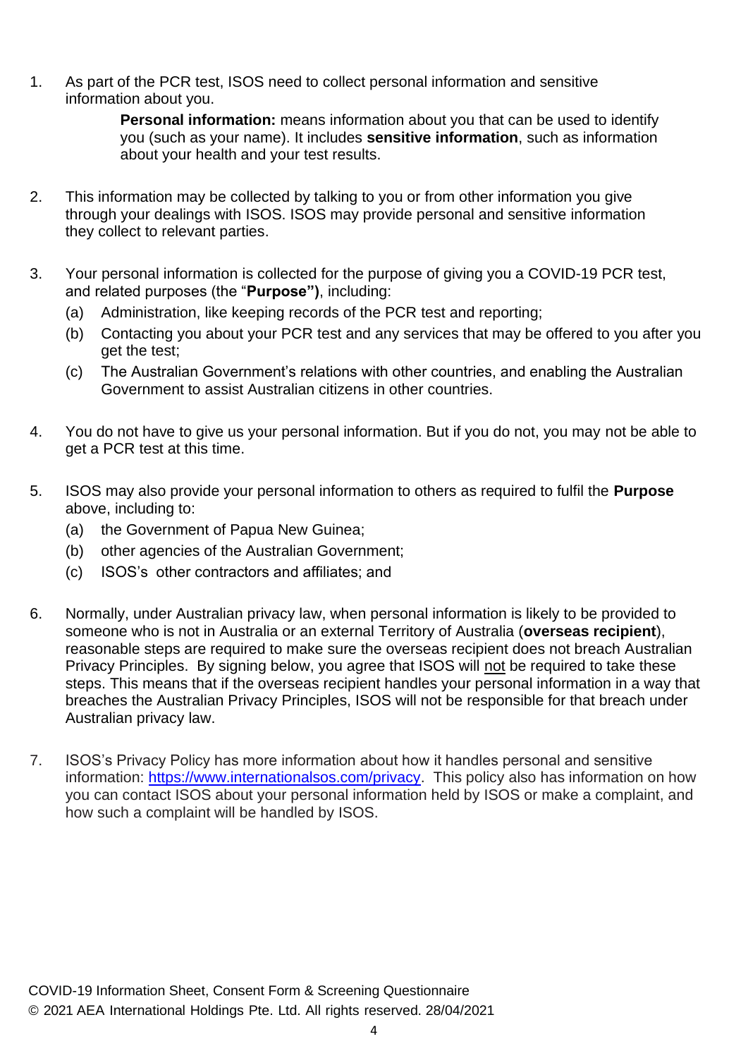1. As part of the PCR test, ISOS need to collect personal information and sensitive information about you.

   **Personal information:** means information about you that can be used to identify you (such as your name). It includes **sensitive information**, such as information about your health and your test results.

2. This information may be collected by talking to you or from other information you give through your dealings with ISOS. ISOS may provide personal and sensitive information they collect to relevant parties.

3. Your personal information is collected for the purpose of giving you a COVID-19 PCR test, and related purposes (the "**Purpose")**, including:
   (a) Administration, like keeping records of the PCR test and reporting;
   (b) Contacting you about your PCR test and any services that may be offered to you after you get the test;
   (c) The Australian Government's relations with other countries, and enabling the Australian Government to assist Australian citizens in other countries.

4. You do not have to give us your personal information. But if you do not, you may not be able to get a PCR test at this time.

5. ISOS may also provide your personal information to others as required to fulfil the **Purpose** above, including to:
   (a) the Government of Papua New Guinea;
   (b) other agencies of the Australian Government;
   (c) ISOS's other contractors and affiliates; and

6. Normally, under Australian privacy law, when personal information is likely to be provided to someone who is not in Australia or an external Territory of Australia (**overseas recipient**), reasonable steps are required to make sure the overseas recipient does not breach Australian Privacy Principles. By signing below, you agree that ISOS will not be required to take these steps. This means that if the overseas recipient handles your personal information in a way that breaches the Australian Privacy Principles, ISOS will not be responsible for that breach under Australian privacy law.

7. ISOS's Privacy Policy has more information about how it handles personal and sensitive information: https://www.internationalsos.com/privacy. This policy also has information on how you can contact ISOS about your personal information held by ISOS or make a complaint, and how such a complaint will be handled by ISOS.

COVID-19 Information Sheet, Consent Form & Screening Questionnaire
© 2021 AEA International Holdings Pte. Ltd. All rights reserved. 28/04/2021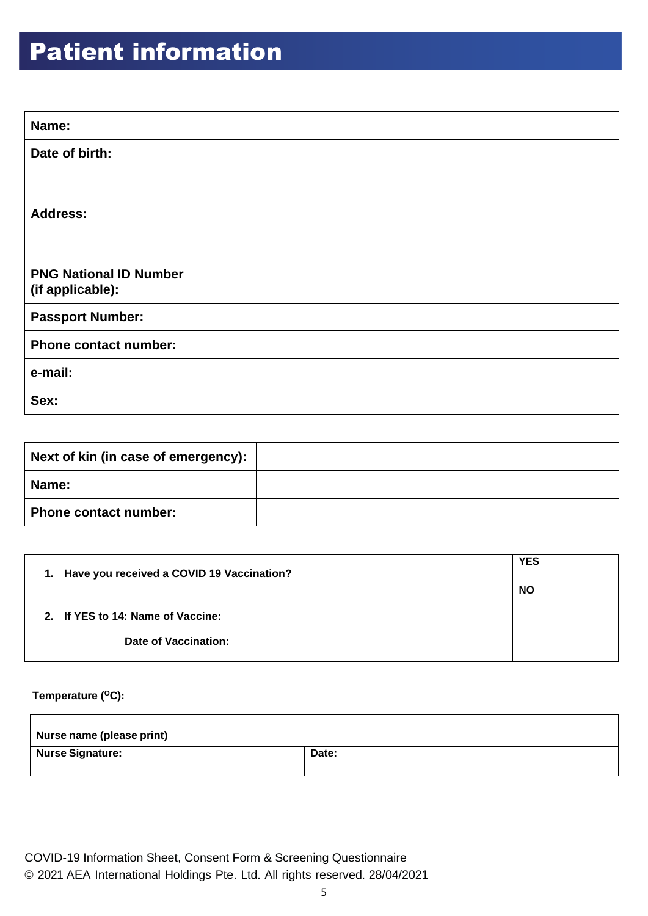# Patient information

| Name: | |
|---|---|
| Date of birth: | |
| Address: | |
| PNG National ID Number (if applicable): | |
| Passport Number: | |
| Phone contact number: | |
| e-mail: | |
| Sex: | |

| Next of kin (in case of emergency): | |
|---|---|
| Name: | |
| Phone contact number: | |

| | |
|---|---|
| 1. Have you received a COVID 19 Vaccination? | YES<br><br>NO |
| 2. If YES to 14: Name of Vaccine:<br><br>Date of Vaccination: | |

**Temperature ($^{O}$C):**

| Nurse name (please print) | |
|---|---|
| **Nurse Signature:** | **Date:** |

COVID-19 Information Sheet, Consent Form & Screening Questionnaire
© 2021 AEA International Holdings Pte. Ltd. All rights reserved. 28/04/2021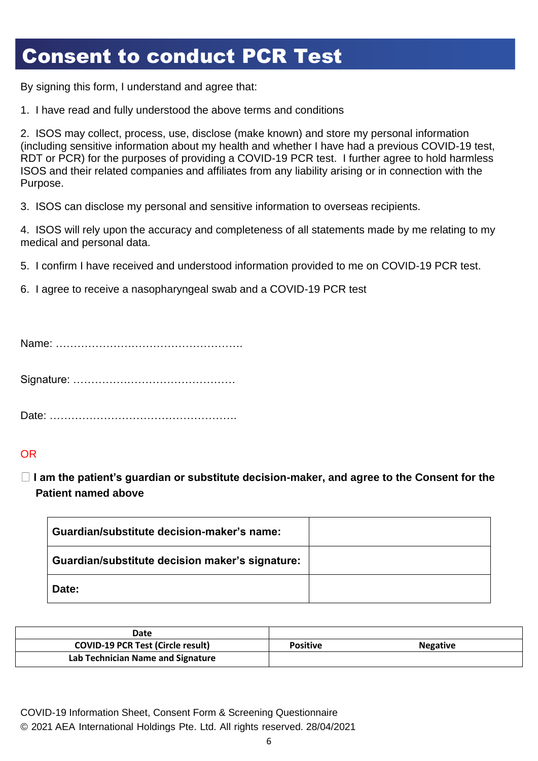# Consent to conduct PCR Test

By signing this form, I understand and agree that:

1. I have read and fully understood the above terms and conditions

2. ISOS may collect, process, use, disclose (make known) and store my personal information (including sensitive information about my health and whether I have had a previous COVID-19 test, RDT or PCR) for the purposes of providing a COVID-19 PCR test. I further agree to hold harmless ISOS and their related companies and affiliates from any liability arising or in connection with the Purpose.

3. ISOS can disclose my personal and sensitive information to overseas recipients.

4. ISOS will rely upon the accuracy and completeness of all statements made by me relating to my medical and personal data.

5. I confirm I have received and understood information provided to me on COVID-19 PCR test.

6. I agree to receive a nasopharyngeal swab and a COVID-19 PCR test

Name: ……………………………………………

Signature: ……………………………………

Date: ……………………………………………

OR

☐ **I am the patient's guardian or substitute decision-maker, and agree to the Consent for the Patient named above**

| | |
|---|---|
| **Guardian/substitute decision-maker's name:** | |
| **Guardian/substitute decision maker's signature:** | |
| **Date:** | |

| | | |
|---|---|---|
| **Date** | | |
| **COVID-19 PCR Test (Circle result)** | **Positive** | **Negative** |
| **Lab Technician Name and Signature** | | |

COVID-19 Information Sheet, Consent Form & Screening Questionnaire
© 2021 AEA International Holdings Pte. Ltd. All rights reserved. 28/04/2021